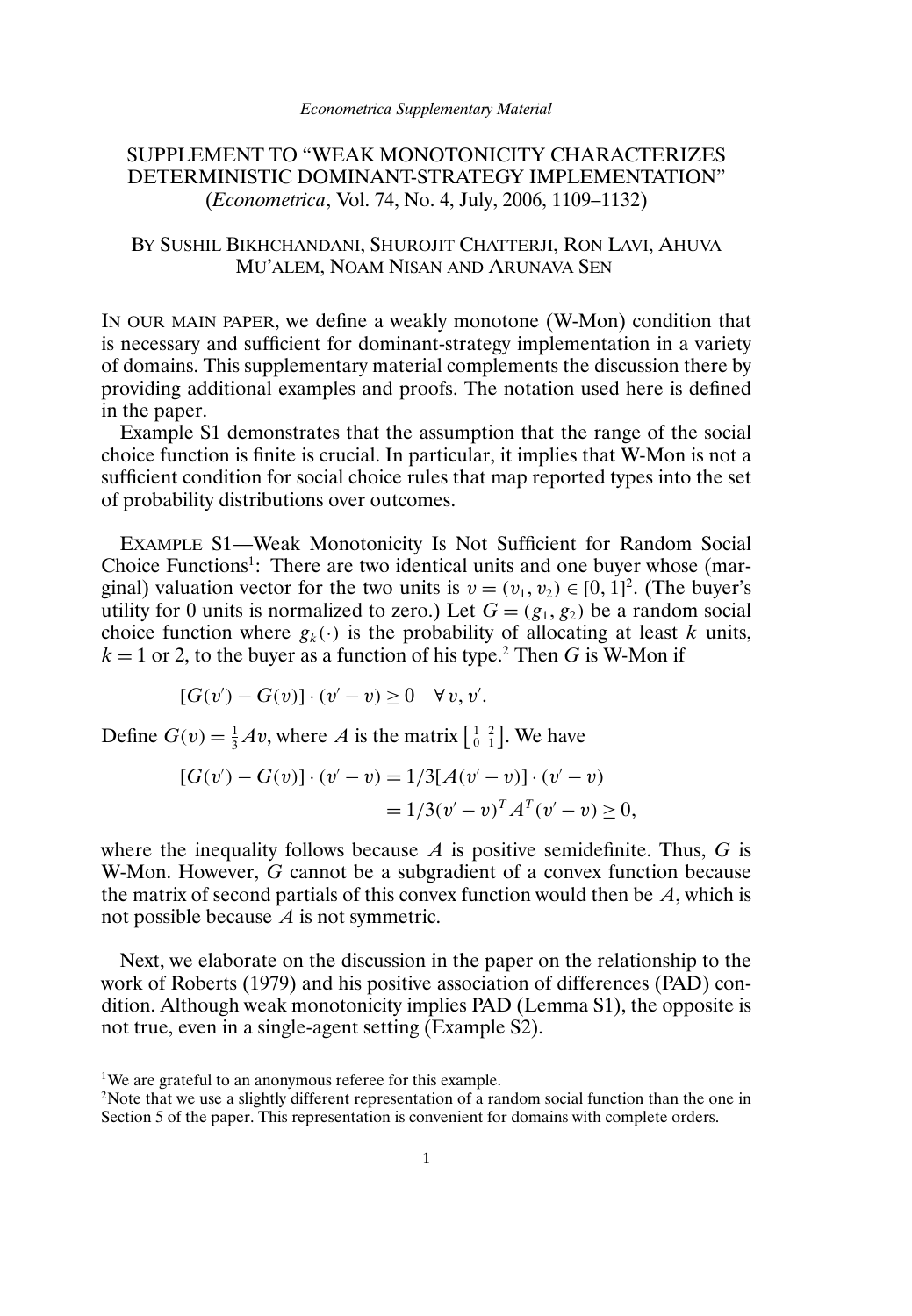*Econometrica Supplementary Material*

# SUPPLEMENT TO "WEAK MONOTONICITY CHARACTERIZES DETERMINISTIC DOMINANT-STRATEGY IMPLEMENTATION"
(*Econometrica*, Vol. 74, No. 4, July, 2006, 1109–1132)

BY SUSHIL BIKHCHANDANI, SHUROJIT CHATTERJI, RON LAVI, AHUVA MU'ALEM, NOAM NISAN AND ARUNAVA SEN

IN OUR MAIN PAPER, we define a weakly monotone (W-Mon) condition that is necessary and sufficient for dominant-strategy implementation in a variety of domains. This supplementary material complements the discussion there by providing additional examples and proofs. The notation used here is defined in the paper.

Example S1 demonstrates that the assumption that the range of the social choice function is finite is crucial. In particular, it implies that W-Mon is not a sufficient condition for social choice rules that map reported types into the set of probability distributions over outcomes.

EXAMPLE S1—Weak Monotonicity Is Not Sufficient for Random Social Choice Functions[1]: There are two identical units and one buyer whose (marginal) valuation vector for the two units is $v = (v_1, v_2) \in [0, 1]^2$. (The buyer's utility for 0 units is normalized to zero.) Let $G = (g_1, g_2)$ be a random social choice function where $g_k(\cdot)$ is the probability of allocating at least $k$ units, $k = 1$ or 2, to the buyer as a function of his type.[2] Then $G$ is W-Mon if

$$[G(v') - G(v)] \cdot (v' - v) \geq 0 \quad \forall\, v, v'.$$

Define $G(v) = \frac{1}{3}Av$, where $A$ is the matrix $\left[\begin{smallmatrix} 1 & 2 \\ 0 & 1 \end{smallmatrix}\right]$. We have

$$\begin{aligned}[G(v') - G(v)] \cdot (v' - v) &= 1/3[A(v' - v)] \cdot (v' - v) \\ &= 1/3(v' - v)^T A^T (v' - v) \geq 0,\end{aligned}$$

where the inequality follows because $A$ is positive semidefinite. Thus, $G$ is W-Mon. However, $G$ cannot be a subgradient of a convex function because the matrix of second partials of this convex function would then be $A$, which is not possible because $A$ is not symmetric.

Next, we elaborate on the discussion in the paper on the relationship to the work of Roberts (1979) and his positive association of differences (PAD) condition. Although weak monotonicity implies PAD (Lemma S1), the opposite is not true, even in a single-agent setting (Example S2).

[1] We are grateful to an anonymous referee for this example.

[2] Note that we use a slightly different representation of a random social function than the one in Section 5 of the paper. This representation is convenient for domains with complete orders.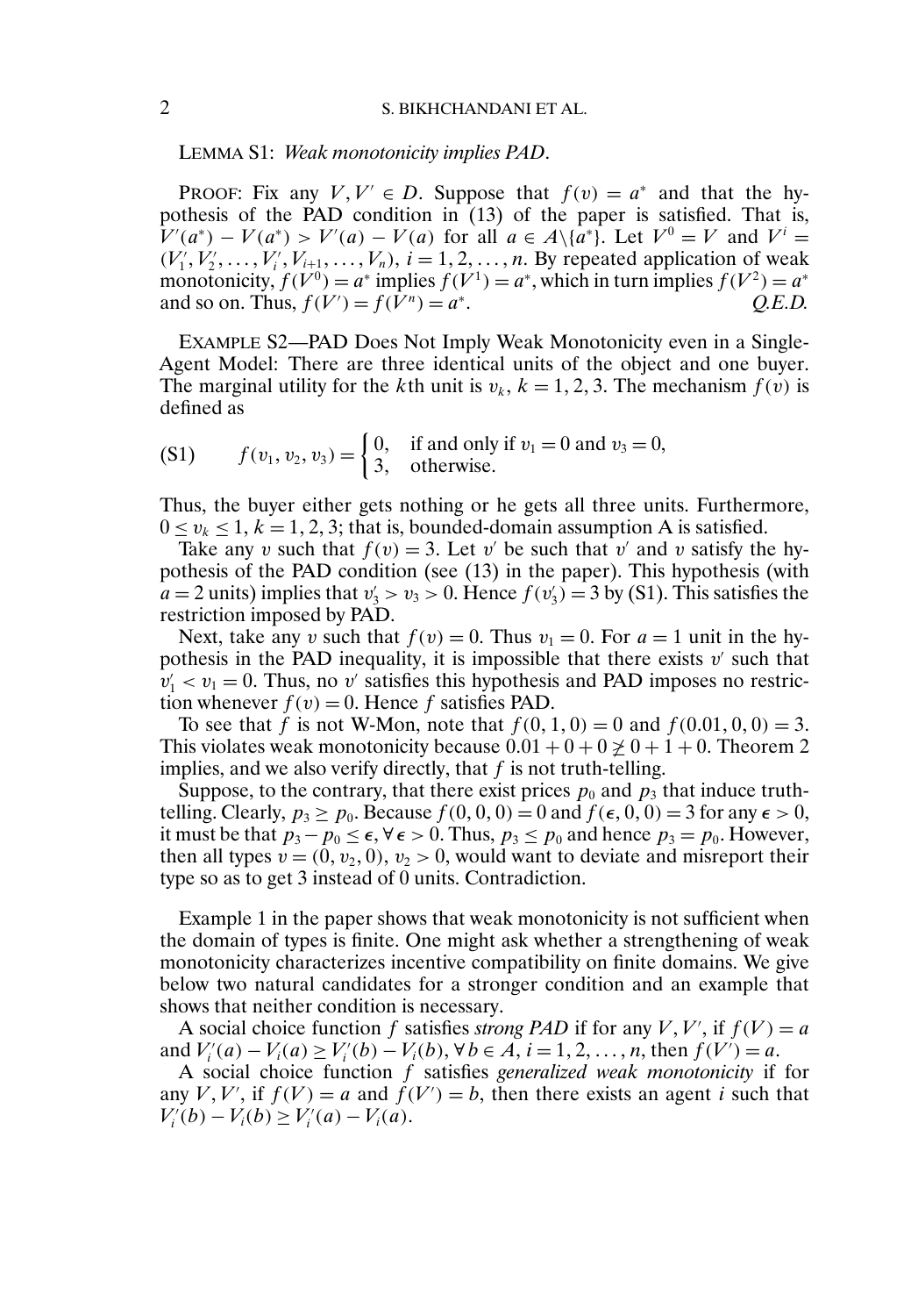LEMMA S1: *Weak monotonicity implies PAD*.

PROOF: Fix any $V, V' \in D$. Suppose that $f(v) = a^*$ and that the hypothesis of the PAD condition in (13) of the paper is satisfied. That is, $V'(a^*) - V(a^*) > V'(a) - V(a)$ for all $a \in A \setminus \{a^*\}$. Let $V^0 = V$ and $V^i = (V_1', V_2', \dots, V_i', V_{i+1}, \dots, V_n)$, $i = 1, 2, \dots, n$. By repeated application of weak monotonicity, $f(V^0) = a^*$ implies $f(V^1) = a^*$, which in turn implies $f(V^2) = a^*$ and so on. Thus, $f(V') = f(V^n) = a^*$. *Q.E.D.*

EXAMPLE S2—PAD Does Not Imply Weak Monotonicity even in a Single-Agent Model: There are three identical units of the object and one buyer. The marginal utility for the $k$th unit is $v_k$, $k = 1, 2, 3$. The mechanism $f(v)$ is defined as

$$
f(v_1, v_2, v_3) = \begin{cases} 0, & \text{if and only if } v_1 = 0 \text{ and } v_3 = 0, \\ 3, & \text{otherwise.} \end{cases} \tag{S1}
$$

Thus, the buyer either gets nothing or he gets all three units. Furthermore, $0 \leq v_k \leq 1$, $k = 1, 2, 3$; that is, bounded-domain assumption A is satisfied.

Take any $v$ such that $f(v) = 3$. Let $v'$ be such that $v'$ and $v$ satisfy the hypothesis of the PAD condition (see (13) in the paper). This hypothesis (with $a = 2$ units) implies that $v_3' > v_3 > 0$. Hence $f(v_3') = 3$ by (S1). This satisfies the restriction imposed by PAD.

Next, take any $v$ such that $f(v) = 0$. Thus $v_1 = 0$. For $a = 1$ unit in the hypothesis in the PAD inequality, it is impossible that there exists $v'$ such that $v_1' < v_1 = 0$. Thus, no $v'$ satisfies this hypothesis and PAD imposes no restriction whenever $f(v) = 0$. Hence $f$ satisfies PAD.

To see that $f$ is not W-Mon, note that $f(0, 1, 0) = 0$ and $f(0.01, 0, 0) = 3$. This violates weak monotonicity because $0.01 + 0 + 0 \ngeq 0 + 1 + 0$. Theorem 2 implies, and we also verify directly, that $f$ is not truth-telling.

Suppose, to the contrary, that there exist prices $p_0$ and $p_3$ that induce truth-telling. Clearly, $p_3 \geq p_0$. Because $f(0, 0, 0) = 0$ and $f(\epsilon, 0, 0) = 3$ for any $\epsilon > 0$, it must be that $p_3 - p_0 \leq \epsilon$, $\forall \epsilon > 0$. Thus, $p_3 \leq p_0$ and hence $p_3 = p_0$. However, then all types $v = (0, v_2, 0)$, $v_2 > 0$, would want to deviate and misreport their type so as to get 3 instead of 0 units. Contradiction.

Example 1 in the paper shows that weak monotonicity is not sufficient when the domain of types is finite. One might ask whether a strengthening of weak monotonicity characterizes incentive compatibility on finite domains. We give below two natural candidates for a stronger condition and an example that shows that neither condition is necessary.

A social choice function $f$ satisfies *strong PAD* if for any $V, V'$, if $f(V) = a$ and $V_i'(a) - V_i(a) \geq V_i'(b) - V_i(b)$, $\forall b \in A$, $i = 1, 2, \dots, n$, then $f(V') = a$.

A social choice function $f$ satisfies *generalized weak monotonicity* if for any $V, V'$, if $f(V) = a$ and $f(V') = b$, then there exists an agent $i$ such that $V_i'(b) - V_i(b) \geq V_i'(a) - V_i(a)$.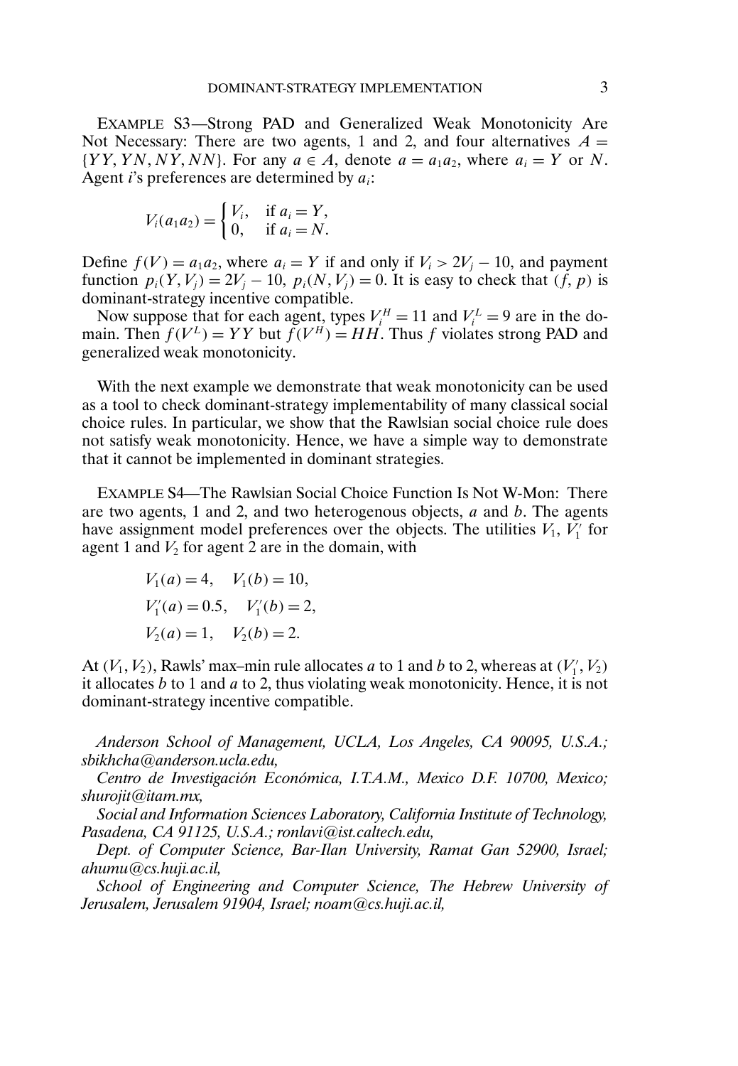EXAMPLE S3—Strong PAD and Generalized Weak Monotonicity Are Not Necessary: There are two agents, 1 and 2, and four alternatives $A = \{YY, YN, NY, NN\}$. For any $a \in A$, denote $a = a_1 a_2$, where $a_i = Y$ or $N$. Agent $i$'s preferences are determined by $a_i$:

$$V_i(a_1 a_2) = \begin{cases} V_i, & \text{if } a_i = Y, \\ 0, & \text{if } a_i = N. \end{cases}$$

Define $f(V) = a_1 a_2$, where $a_i = Y$ if and only if $V_i > 2V_j - 10$, and payment function $p_i(Y, V_j) = 2V_j - 10$, $p_i(N, V_j) = 0$. It is easy to check that $(f, p)$ is dominant-strategy incentive compatible.

Now suppose that for each agent, types $V_i^H = 11$ and $V_i^L = 9$ are in the domain. Then $f(V^L) = YY$ but $f(V^H) = HH$. Thus $f$ violates strong PAD and generalized weak monotonicity.

With the next example we demonstrate that weak monotonicity can be used as a tool to check dominant-strategy implementability of many classical social choice rules. In particular, we show that the Rawlsian social choice rule does not satisfy weak monotonicity. Hence, we have a simple way to demonstrate that it cannot be implemented in dominant strategies.

EXAMPLE S4—The Rawlsian Social Choice Function Is Not W-Mon: There are two agents, 1 and 2, and two heterogenous objects, $a$ and $b$. The agents have assignment model preferences over the objects. The utilities $V_1$, $V_1'$ for agent 1 and $V_2$ for agent 2 are in the domain, with

$$V_1(a) = 4, \quad V_1(b) = 10,$$
$$V_1'(a) = 0.5, \quad V_1'(b) = 2,$$
$$V_2(a) = 1, \quad V_2(b) = 2.$$

At $(V_1, V_2)$, Rawls' max–min rule allocates $a$ to 1 and $b$ to 2, whereas at $(V_1', V_2)$ it allocates $b$ to 1 and $a$ to 2, thus violating weak monotonicity. Hence, it is not dominant-strategy incentive compatible.

*Anderson School of Management, UCLA, Los Angeles, CA 90095, U.S.A.; sbikhcha@anderson.ucla.edu,*

*Centro de Investigación Económica, I.T.A.M., Mexico D.F. 10700, Mexico; shurojit@itam.mx,*

*Social and Information Sciences Laboratory, California Institute of Technology, Pasadena, CA 91125, U.S.A.; ronlavi@ist.caltech.edu,*

*Dept. of Computer Science, Bar-Ilan University, Ramat Gan 52900, Israel; ahumu@cs.huji.ac.il,*

*School of Engineering and Computer Science, The Hebrew University of Jerusalem, Jerusalem 91904, Israel; noam@cs.huji.ac.il,*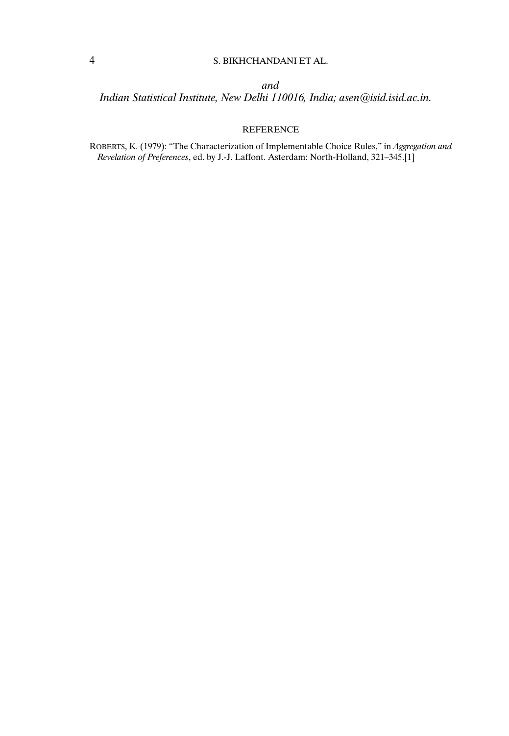*and*
*Indian Statistical Institute, New Delhi 110016, India; asen@isid.isid.ac.in.*

## REFERENCE

ROBERTS, K. (1979): "The Characterization of Implementable Choice Rules," in *Aggregation and Revelation of Preferences*, ed. by J.-J. Laffont. Asterdam: North-Holland, 321–345.[1]